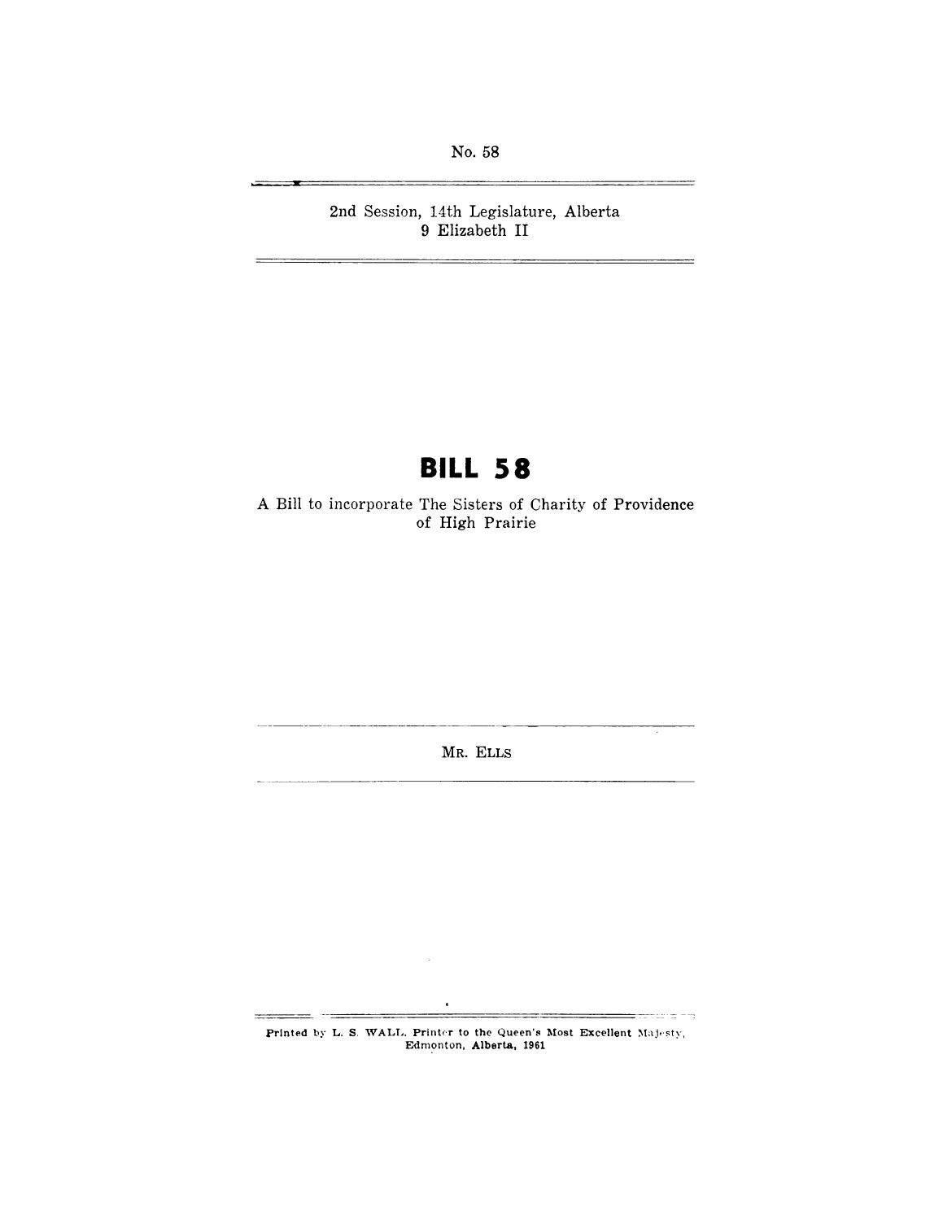No. 58

2nd Session, 14th Legislature, Alberta
9 Elizabeth II

# BILL 58

A Bill to incorporate The Sisters of Charity of Providence of High Prairie

MR. ELLS

Printed by L. S. WALL, Printer to the Queen's Most Excellent Majesty, Edmonton, Alberta, 1961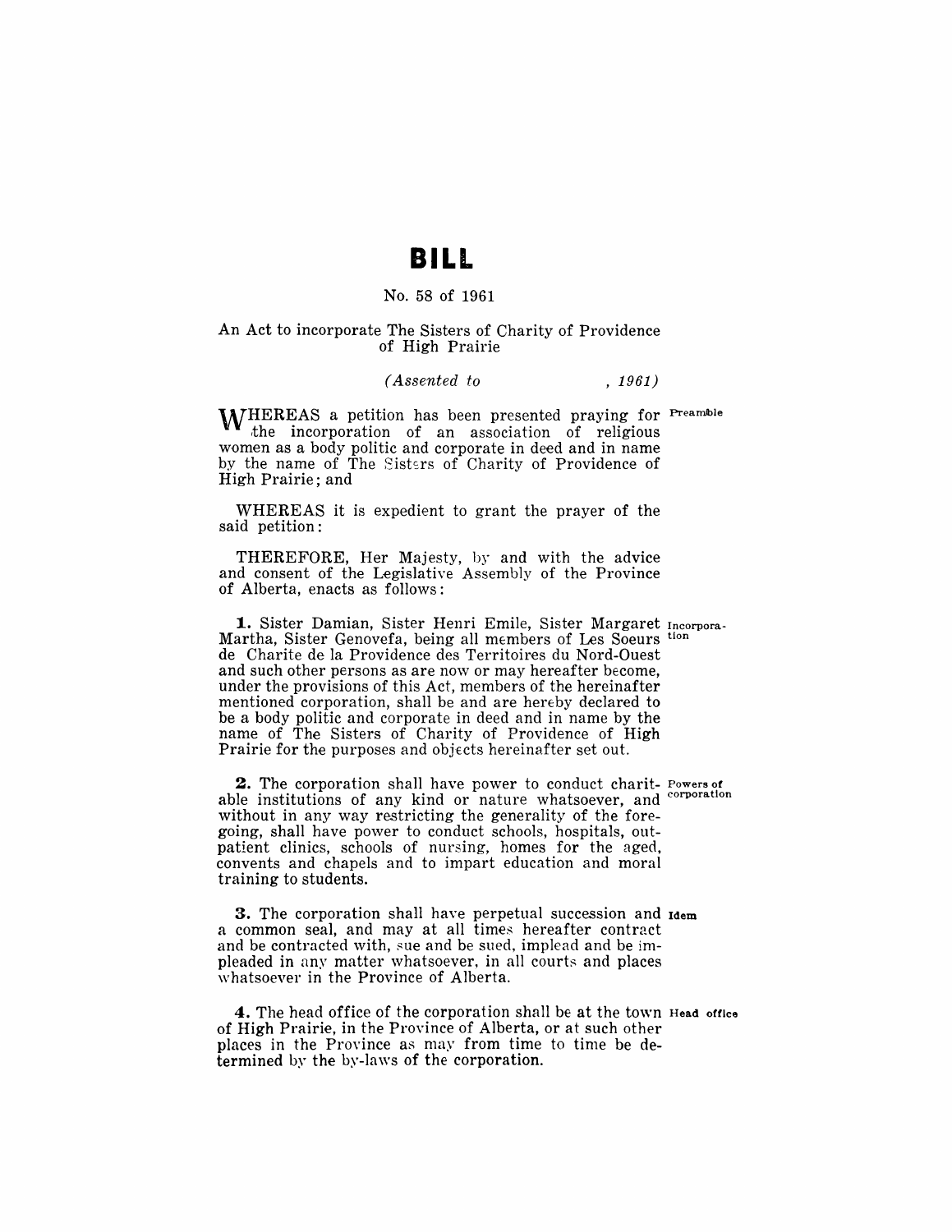# BILL

No. 58 of 1961

An Act to incorporate The Sisters of Charity of Providence of High Prairie

*(Assented to , 1961)*

WHEREAS a petition has been presented praying for the incorporation of an association of religious women as a body politic and corporate in deed and in name by the name of The Sisters of Charity of Providence of High Prairie; and

WHEREAS it is expedient to grant the prayer of the said petition:

THEREFORE, Her Majesty, by and with the advice and consent of the Legislative Assembly of the Province of Alberta, enacts as follows:

**1.** Sister Damian, Sister Henri Emile, Sister Margaret Martha, Sister Genovefa, being all members of Les Soeurs de Charite de la Providence des Territoires du Nord-Ouest and such other persons as are now or may hereafter become, under the provisions of this Act, members of the hereinafter mentioned corporation, shall be and are hereby declared to be a body politic and corporate in deed and in name by the name of The Sisters of Charity of Providence of High Prairie for the purposes and objects hereinafter set out.

**2.** The corporation shall have power to conduct charitable institutions of any kind or nature whatsoever, and without in any way restricting the generality of the foregoing, shall have power to conduct schools, hospitals, outpatient clinics, schools of nursing, homes for the aged, convents and chapels and to impart education and moral training to students.

**3.** The corporation shall have perpetual succession and a common seal, and may at all times hereafter contract and be contracted with, sue and be sued, implead and be impleaded in any matter whatsoever, in all courts and places whatsoever in the Province of Alberta.

**4.** The head office of the corporation shall be at the town of High Prairie, in the Province of Alberta, or at such other places in the Province as may from time to time be determined by the by-laws of the corporation.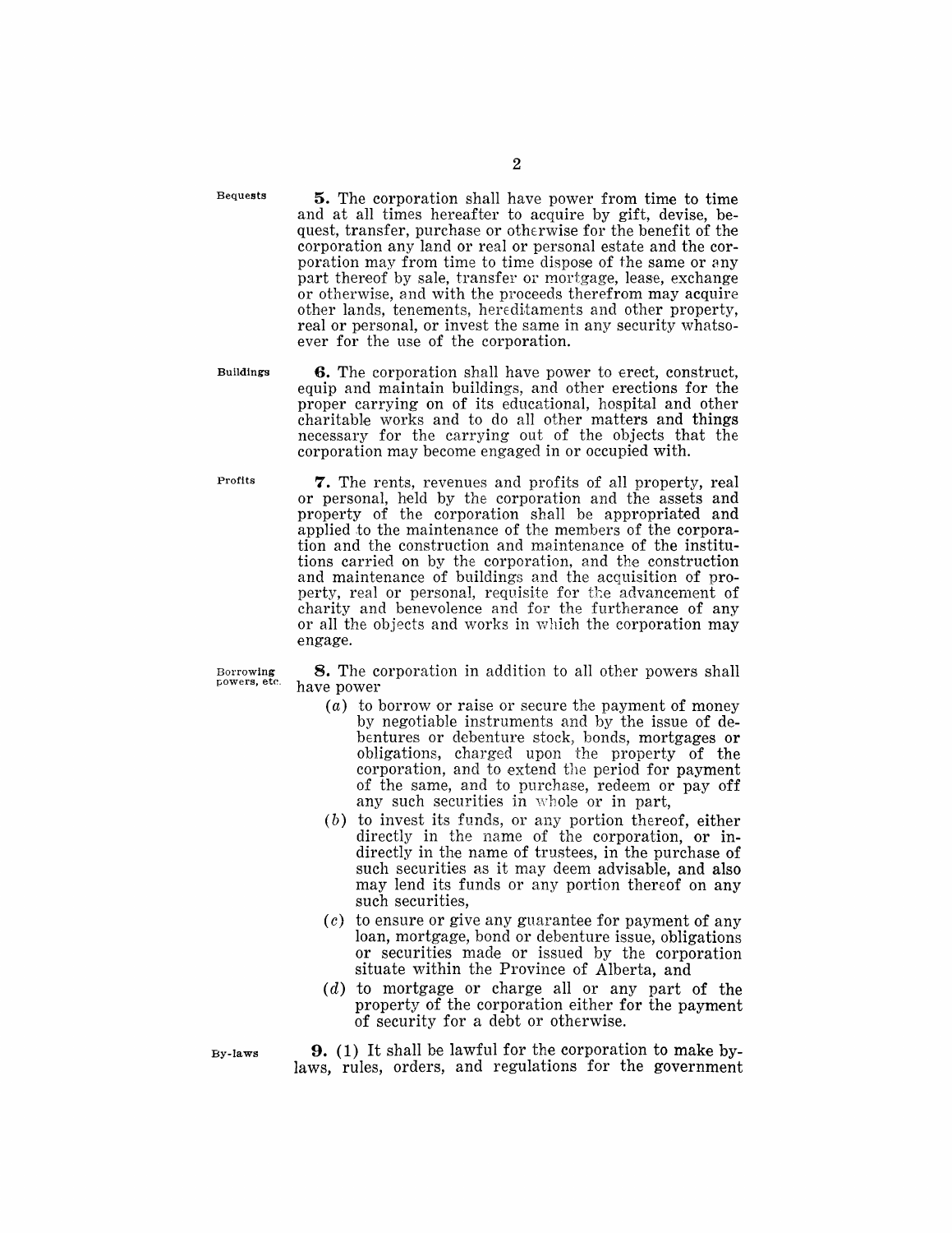Bequests

**5.** The corporation shall have power from time to time and at all times hereafter to acquire by gift, devise, bequest, transfer, purchase or otherwise for the benefit of the corporation any land or real or personal estate and the corporation may from time to time dispose of the same or any part thereof by sale, transfer or mortgage, lease, exchange or otherwise, and with the proceeds therefrom may acquire other lands, tenements, hereditaments and other property, real or personal, or invest the same in any security whatsoever for the use of the corporation.

Buildings

**6.** The corporation shall have power to erect, construct, equip and maintain buildings, and other erections for the proper carrying on of its educational, hospital and other charitable works and to do all other matters and things necessary for the carrying out of the objects that the corporation may become engaged in or occupied with.

Profits

**7.** The rents, revenues and profits of all property, real or personal, held by the corporation and the assets and property of the corporation shall be appropriated and applied to the maintenance of the members of the corporation and the construction and maintenance of the institutions carried on by the corporation, and the construction and maintenance of buildings and the acquisition of property, real or personal, requisite for the advancement of charity and benevolence and for the furtherance of any or all the objects and works in which the corporation may engage.

Borrowing powers, etc.

**8.** The corporation in addition to all other powers shall have power

(*a*) to borrow or raise or secure the payment of money by negotiable instruments and by the issue of debentures or debenture stock, bonds, mortgages or obligations, charged upon the property of the corporation, and to extend the period for payment of the same, and to purchase, redeem or pay off any such securities in whole or in part,

(*b*) to invest its funds, or any portion thereof, either directly in the name of the corporation, or indirectly in the name of trustees, in the purchase of such securities as it may deem advisable, and also may lend its funds or any portion thereof on any such securities,

(*c*) to ensure or give any guarantee for payment of any loan, mortgage, bond or debenture issue, obligations or securities made or issued by the corporation situate within the Province of Alberta, and

(*d*) to mortgage or charge all or any part of the property of the corporation either for the payment of security for a debt or otherwise.

By-laws

**9.** (1) It shall be lawful for the corporation to make by-laws, rules, orders, and regulations for the government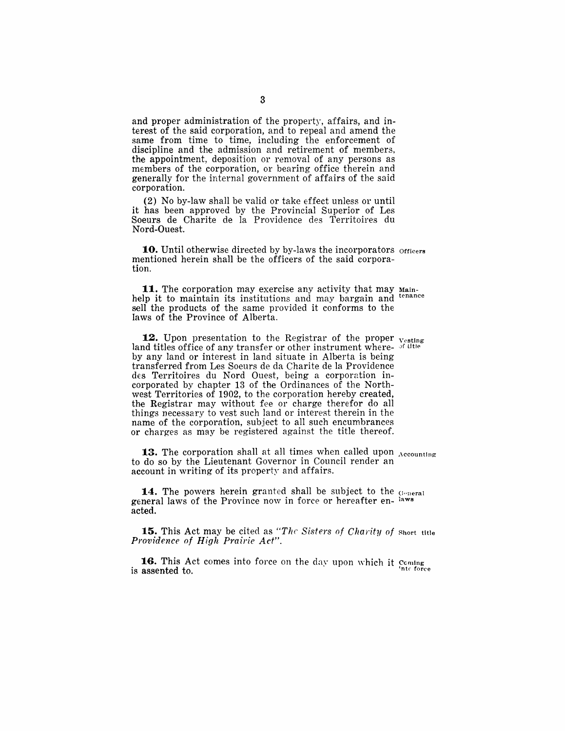and proper administration of the property, affairs, and interest of the said corporation, and to repeal and amend the same from time to time, including the enforcement of discipline and the admission and retirement of members, the appointment, deposition or removal of any persons as members of the corporation, or bearing office therein and generally for the internal government of affairs of the said corporation.

(2) No by-law shall be valid or take effect unless or until it has been approved by the Provincial Superior of Les Soeurs de Charite de la Providence des Territoires du Nord-Ouest.

**10.** Until otherwise directed by by-laws the incorporators mentioned herein shall be the officers of the said corporation. Officers

**11.** The corporation may exercise any activity that may help it to maintain its institutions and may bargain and sell the products of the same provided it conforms to the laws of the Province of Alberta. Maintenance

**12.** Upon presentation to the Registrar of the proper land titles office of any transfer or other instrument whereby any land or interest in land situate in Alberta is being transferred from Les Soeurs de da Charite de la Providence des Territoires du Nord Ouest, being a corporation incorporated by chapter 13 of the Ordinances of the Northwest Territories of 1902, to the corporation hereby created, the Registrar may without fee or charge therefor do all things necessary to vest such land or interest therein in the name of the corporation, subject to all such encumbrances or charges as may be registered against the title thereof. Vesting of title

**13.** The corporation shall at all times when called upon to do so by the Lieutenant Governor in Council render an account in writing of its property and affairs. Accounting

**14.** The powers herein granted shall be subject to the general laws of the Province now in force or hereafter enacted. General laws

**15.** This Act may be cited as *"The Sisters of Charity of Providence of High Prairie Act"*. Short title

**16.** This Act comes into force on the day upon which it is assented to. Coming into force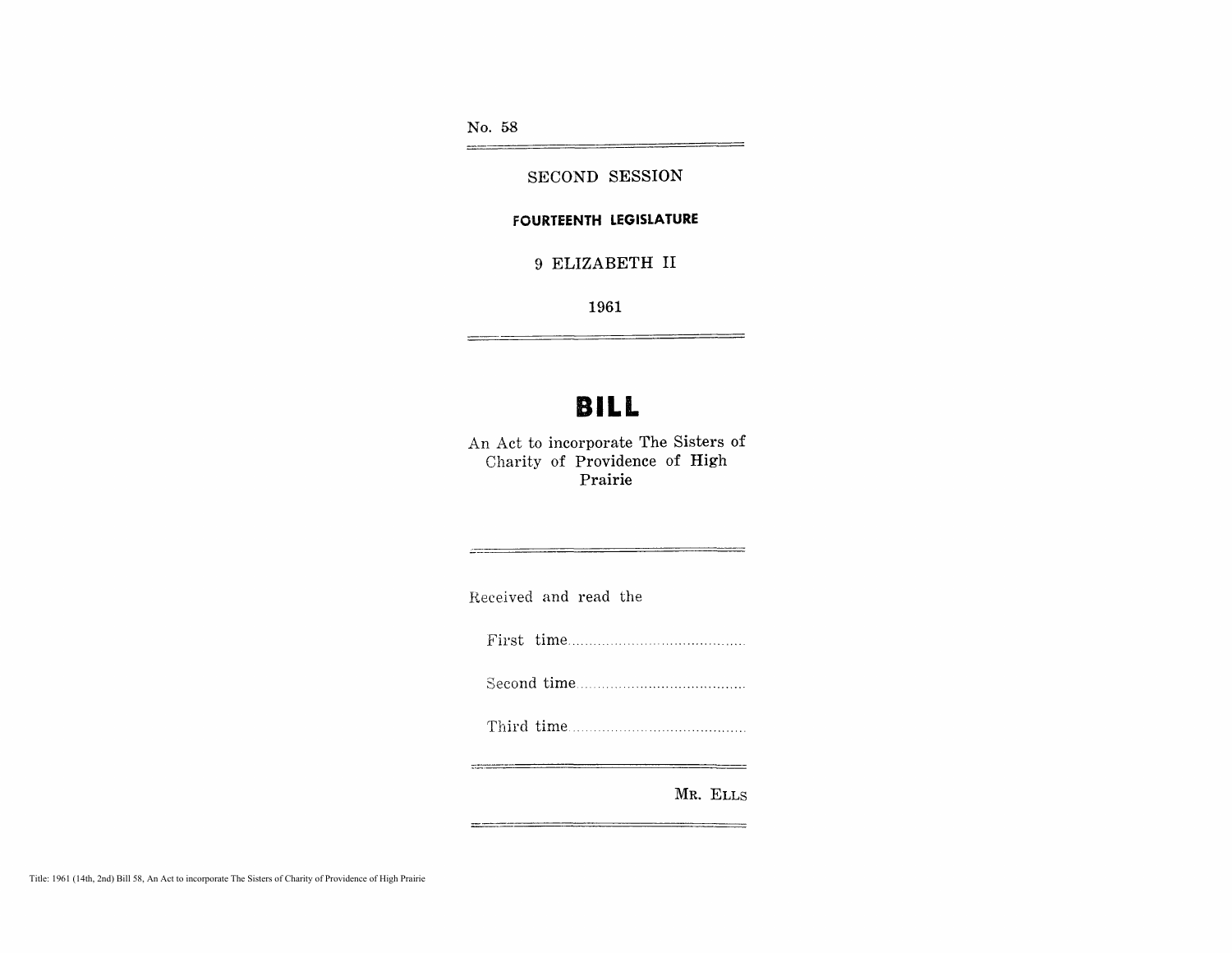No. 58

SECOND SESSION

FOURTEENTH LEGISLATURE

9 ELIZABETH II

1961

# BILL

An Act to incorporate The Sisters of Charity of Providence of High Prairie

Received and read the

First time..........................................

Second time........................................

Third time..........................................

MR. ELLS

Title: 1961 (14th, 2nd) Bill 58, An Act to incorporate The Sisters of Charity of Providence of High Prairie